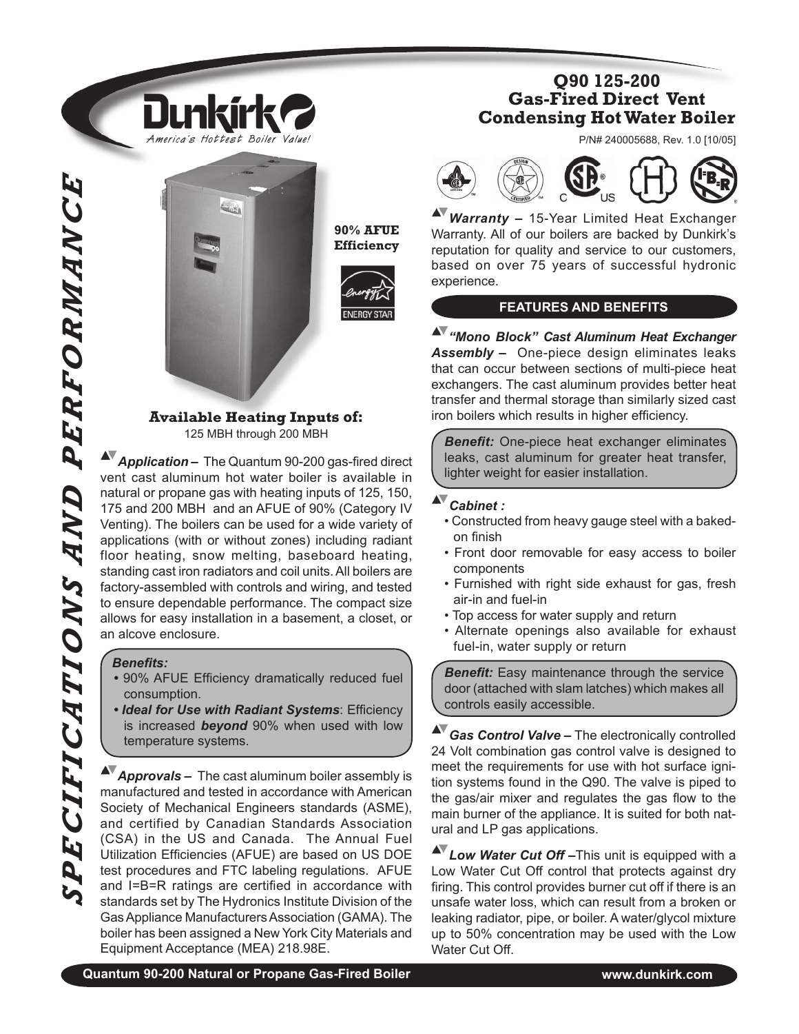# Q90 125-200
## Gas-Fired Direct Vent Condensing Hot Water Boiler

P/N# 240005688, Rev. 1.0 [10/05]

Dunkirk — America's Hottest Boiler Value!

SPECIFICATIONS AND PERFORMANCE

90% AFUE Efficiency

ENERGY STAR

### Available Heating Inputs of:

125 MBH through 200 MBH

***Application –*** The Quantum 90-200 gas-fired direct vent cast aluminum hot water boiler is available in natural or propane gas with heating inputs of 125, 150, 175 and 200 MBH and an AFUE of 90% (Category IV Venting). The boilers can be used for a wide variety of applications (with or without zones) including radiant floor heating, snow melting, baseboard heating, standing cast iron radiators and coil units. All boilers are factory-assembled with controls and wiring, and tested to ensure dependable performance. The compact size allows for easy installation in a basement, a closet, or an alcove enclosure.

> ***Benefits:***
> - 90% AFUE Efficiency dramatically reduced fuel consumption.
> - ***Ideal for Use with Radiant Systems***: Efficiency is increased ***beyond*** 90% when used with low temperature systems.

***Approvals –*** The cast aluminum boiler assembly is manufactured and tested in accordance with American Society of Mechanical Engineers standards (ASME), and certified by Canadian Standards Association (CSA) in the US and Canada. The Annual Fuel Utilization Efficiencies (AFUE) are based on US DOE test procedures and FTC labeling regulations. AFUE and I=B=R ratings are certified in accordance with standards set by The Hydronics Institute Division of the Gas Appliance Manufacturers Association (GAMA). The boiler has been assigned a New York City Materials and Equipment Acceptance (MEA) 218.98E.

***Warranty –*** 15-Year Limited Heat Exchanger Warranty. All of our boilers are backed by Dunkirk's reputation for quality and service to our customers, based on over 75 years of successful hydronic experience.

## FEATURES AND BENEFITS

***"Mono Block" Cast Aluminum Heat Exchanger Assembly –*** One-piece design eliminates leaks that can occur between sections of multi-piece heat exchangers. The cast aluminum provides better heat transfer and thermal storage than similarly sized cast iron boilers which results in higher efficiency.

> ***Benefit:*** One-piece heat exchanger eliminates leaks, cast aluminum for greater heat transfer, lighter weight for easier installation.

***Cabinet :***
- Constructed from heavy gauge steel with a baked-on finish
- Front door removable for easy access to boiler components
- Furnished with right side exhaust for gas, fresh air-in and fuel-in
- Top access for water supply and return
- Alternate openings also available for exhaust fuel-in, water supply or return

> ***Benefit:*** Easy maintenance through the service door (attached with slam latches) which makes all controls easily accessible.

***Gas Control Valve –*** The electronically controlled 24 Volt combination gas control valve is designed to meet the requirements for use with hot surface ignition systems found in the Q90. The valve is piped to the gas/air mixer and regulates the gas flow to the main burner of the appliance. It is suited for both natural and LP gas applications.

***Low Water Cut Off –***This unit is equipped with a Low Water Cut Off control that protects against dry firing. This control provides burner cut off if there is an unsafe water loss, which can result from a broken or leaking radiator, pipe, or boiler. A water/glycol mixture up to 50% concentration may be used with the Low Water Cut Off.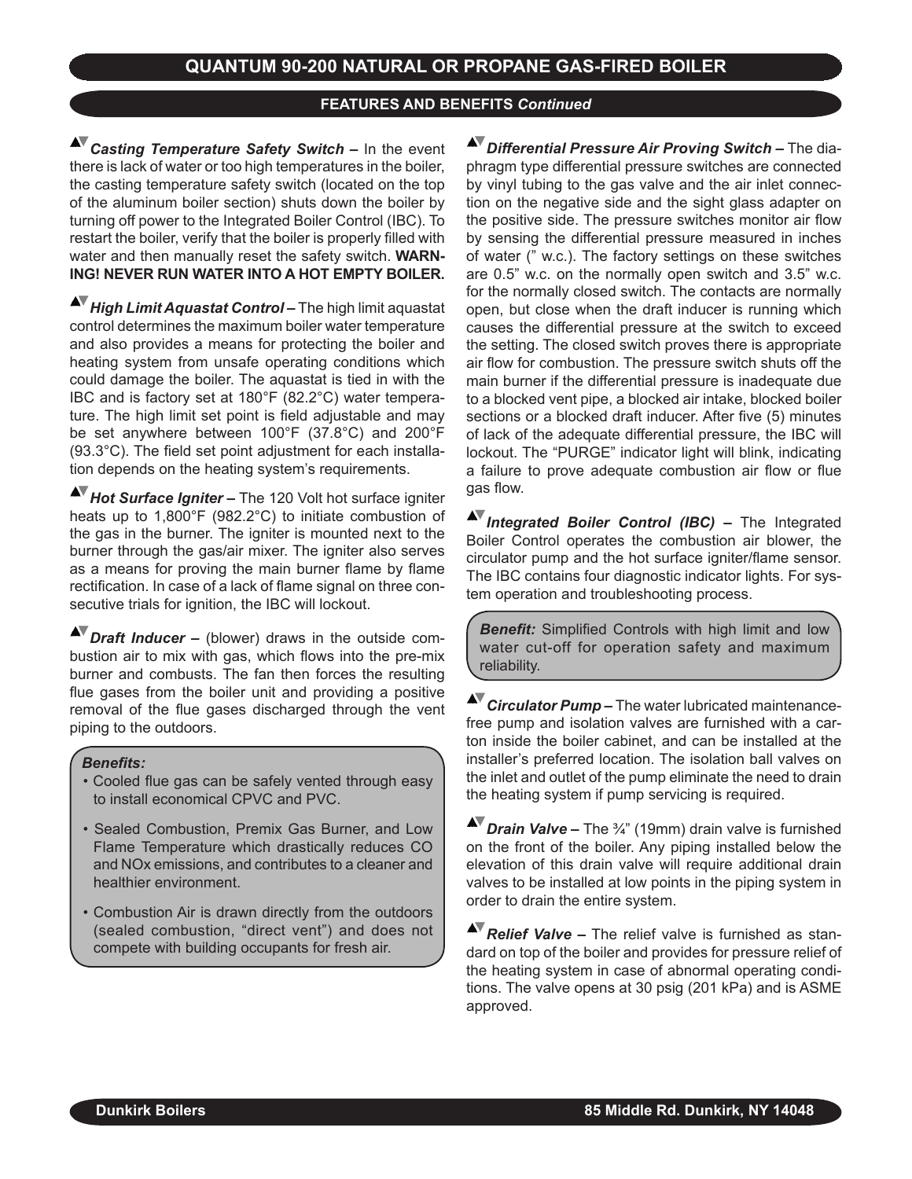# QUANTUM 90-200 NATURAL OR PROPANE GAS-FIRED BOILER

## FEATURES AND BENEFITS *Continued*

▲▼***Casting Temperature Safety Switch –*** In the event there is lack of water or too high temperatures in the boiler, the casting temperature safety switch (located on the top of the aluminum boiler section) shuts down the boiler by turning off power to the Integrated Boiler Control (IBC). To restart the boiler, verify that the boiler is properly filled with water and then manually reset the safety switch. **WARNING! NEVER RUN WATER INTO A HOT EMPTY BOILER.**

▲▼***High Limit Aquastat Control –*** The high limit aquastat control determines the maximum boiler water temperature and also provides a means for protecting the boiler and heating system from unsafe operating conditions which could damage the boiler. The aquastat is tied in with the IBC and is factory set at 180°F (82.2°C) water temperature. The high limit set point is field adjustable and may be set anywhere between 100°F (37.8°C) and 200°F (93.3°C). The field set point adjustment for each installation depends on the heating system's requirements.

▲▼***Hot Surface Igniter –*** The 120 Volt hot surface igniter heats up to 1,800°F (982.2°C) to initiate combustion of the gas in the burner. The igniter is mounted next to the burner through the gas/air mixer. The igniter also serves as a means for proving the main burner flame by flame rectification. In case of a lack of flame signal on three consecutive trials for ignition, the IBC will lockout.

▲▼***Draft Inducer –*** (blower) draws in the outside combustion air to mix with gas, which flows into the pre-mix burner and combusts. The fan then forces the resulting flue gases from the boiler unit and providing a positive removal of the flue gases discharged through the vent piping to the outdoors.

***Benefits:***

- Cooled flue gas can be safely vented through easy to install economical CPVC and PVC.
- Sealed Combustion, Premix Gas Burner, and Low Flame Temperature which drastically reduces CO and NOx emissions, and contributes to a cleaner and healthier environment.
- Combustion Air is drawn directly from the outdoors (sealed combustion, "direct vent") and does not compete with building occupants for fresh air.

▲▼***Differential Pressure Air Proving Switch –*** The diaphragm type differential pressure switches are connected by vinyl tubing to the gas valve and the air inlet connection on the negative side and the sight glass adapter on the positive side. The pressure switches monitor air flow by sensing the differential pressure measured in inches of water (" w.c.). The factory settings on these switches are 0.5" w.c. on the normally open switch and 3.5" w.c. for the normally closed switch. The contacts are normally open, but close when the draft inducer is running which causes the differential pressure at the switch to exceed the setting. The closed switch proves there is appropriate air flow for combustion. The pressure switch shuts off the main burner if the differential pressure is inadequate due to a blocked vent pipe, a blocked air intake, blocked boiler sections or a blocked draft inducer. After five (5) minutes of lack of the adequate differential pressure, the IBC will lockout. The "PURGE" indicator light will blink, indicating a failure to prove adequate combustion air flow or flue gas flow.

▲▼***Integrated Boiler Control (IBC) –*** The Integrated Boiler Control operates the combustion air blower, the circulator pump and the hot surface igniter/flame sensor. The IBC contains four diagnostic indicator lights. For system operation and troubleshooting process.

***Benefit:*** Simplified Controls with high limit and low water cut-off for operation safety and maximum reliability.

▲▼***Circulator Pump –*** The water lubricated maintenance-free pump and isolation valves are furnished with a carton inside the boiler cabinet, and can be installed at the installer's preferred location. The isolation ball valves on the inlet and outlet of the pump eliminate the need to drain the heating system if pump servicing is required.

▲▼***Drain Valve –*** The ¾" (19mm) drain valve is furnished on the front of the boiler. Any piping installed below the elevation of this drain valve will require additional drain valves to be installed at low points in the piping system in order to drain the entire system.

▲▼***Relief Valve –*** The relief valve is furnished as standard on top of the boiler and provides for pressure relief of the heating system in case of abnormal operating conditions. The valve opens at 30 psig (201 kPa) and is ASME approved.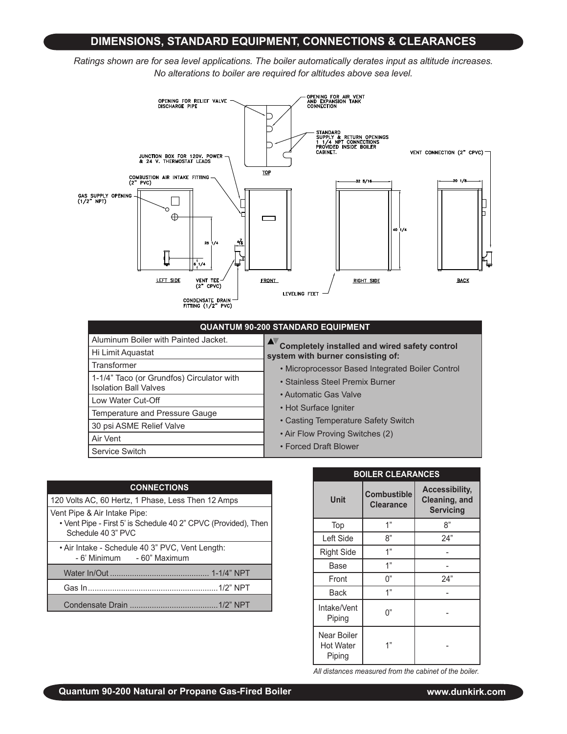## DIMENSIONS, STANDARD EQUIPMENT, CONNECTIONS & CLEARANCES

*Ratings shown are for sea level applications. The boiler automatically derates input as altitude increases. No alterations to boiler are required for altitudes above sea level.*

OPENING FOR RELIEF VALVE DISCHARGE PIPE
OPENING FOR AIR VENT AND EXPANSION TANK CONNECTION
STANDARD SUPPLY & RETURN OPENINGS 1 1/4 NPT CONNECTIONS PROVIDED INSIDE BOILER CABINET.
VENT CONNECTION (2" CPVC)
JUNCTION BOX FOR 120V. POWER & 24 V. THERMOSTAT LEADS
TOP
COMBUSTION AIR INTAKE FITTING (2" PVC)
GAS SUPPLY OPENING (1/2" NPT)
32 5/16
20 1/8
40 1/4
25 1/4
4 7/16
6 1/4
LEFT SIDE
VENT TEE (2" CPVC)
FRONT
RIGHT SIDE
BACK
LEVELING FEET
CONDENSATE DRAIN FITTING (1/2" PVC)

| QUANTUM 90-200 STANDARD EQUIPMENT | |
|---|---|
| Aluminum Boiler with Painted Jacket. | **Completely installed and wired safety control system with burner consisting of:** <br>• Microprocessor Based Integrated Boiler Control <br>• Stainless Steel Premix Burner <br>• Automatic Gas Valve <br>• Hot Surface Igniter <br>• Casting Temperature Safety Switch <br>• Air Flow Proving Switches (2) <br>• Forced Draft Blower |
| Hi Limit Aquastat | |
| Transformer | |
| 1-1/4" Taco (or Grundfos) Circulator with Isolation Ball Valves | |
| Low Water Cut-Off | |
| Temperature and Pressure Gauge | |
| 30 psi ASME Relief Valve | |
| Air Vent | |
| Service Switch | |

| CONNECTIONS |
|---|
| 120 Volts AC, 60 Hertz, 1 Phase, Less Then 12 Amps |
| Vent Pipe & Air Intake Pipe: <br>• Vent Pipe - First 5' is Schedule 40 2" CPVC (Provided), Then Schedule 40 3" PVC |
| • Air Intake - Schedule 40 3" PVC, Vent Length: - 6' Minimum - 60" Maximum |
| Water In/Out ........................................ 1-1/4" NPT |
| Gas In ........................................ 1/2" NPT |
| Condensate Drain ........................................ 1/2" NPT |

| BOILER CLEARANCES | | |
|---|---|---|
| Unit | Combustible Clearance | Accessibility, Cleaning, and Servicing |
| Top | 1" | 8" |
| Left Side | 8" | 24" |
| Right Side | 1" | - |
| Base | 1" | - |
| Front | 0" | 24" |
| Back | 1" | - |
| Intake/Vent Piping | 0" | - |
| Near Boiler Hot Water Piping | 1" | - |

*All distances measured from the cabinet of the boiler.*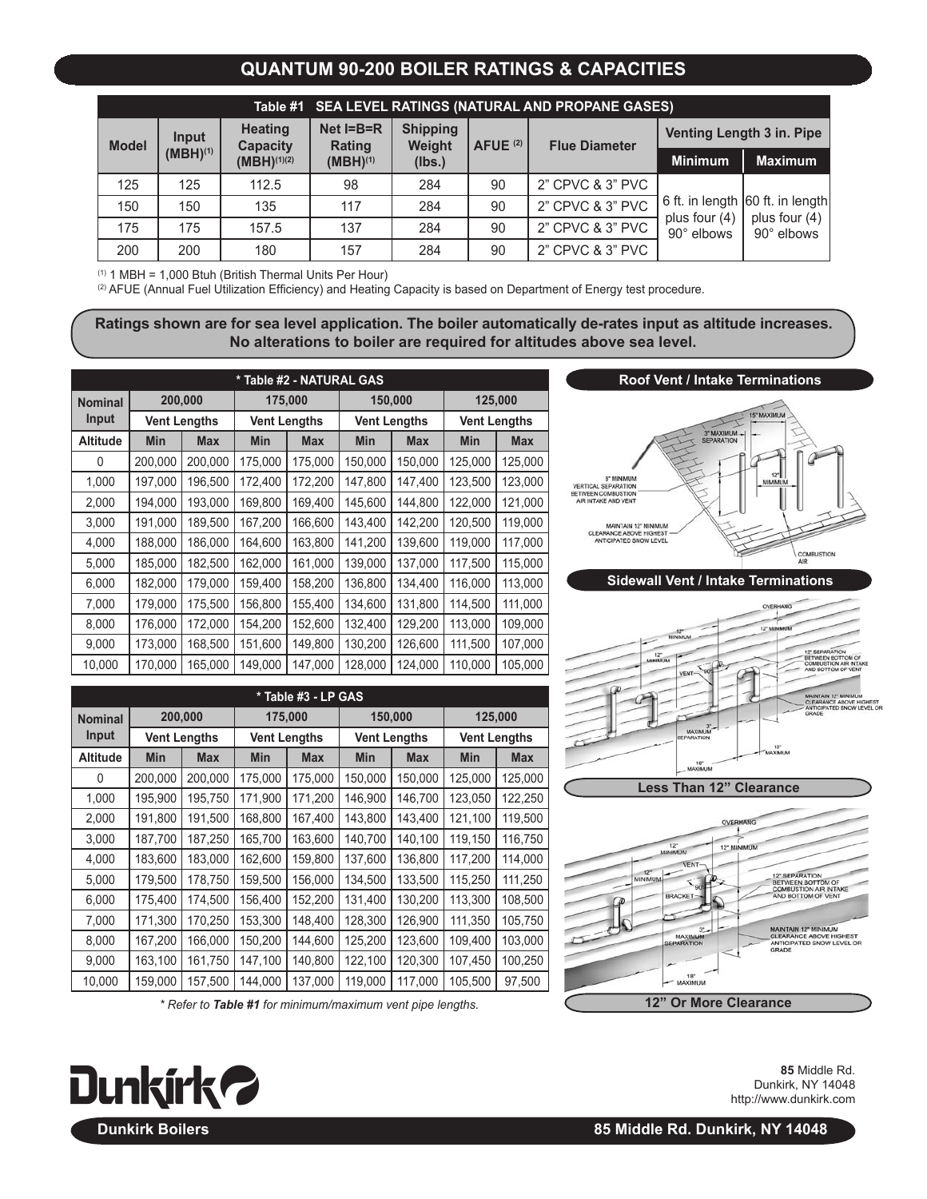# QUANTUM 90-200 BOILER RATINGS & CAPACITIES

**Table #1 SEA LEVEL RATINGS (NATURAL AND PROPANE GASES)**

| Model | Input (MBH)[1] | Heating Capacity (MBH)[1][2] | Net I=B=R Rating (MBH)[1] | Shipping Weight (lbs.) | AFUE [2] | Flue Diameter | Venting Length 3 in. Pipe | |
|---|---|---|---|---|---|---|---|---|
| | | | | | | | Minimum | Maximum |
| 125 | 125 | 112.5 | 98 | 284 | 90 | 2" CPVC & 3" PVC | 6 ft. in length plus four (4) 90° elbows | 60 ft. in length plus four (4) 90° elbows |
| 150 | 150 | 135 | 117 | 284 | 90 | 2" CPVC & 3" PVC | | |
| 175 | 175 | 157.5 | 137 | 284 | 90 | 2" CPVC & 3" PVC | | |
| 200 | 200 | 180 | 157 | 284 | 90 | 2" CPVC & 3" PVC | | |

[1] 1 MBH = 1,000 Btuh (British Thermal Units Per Hour)
[2] AFUE (Annual Fuel Utilization Efficiency) and Heating Capacity is based on Department of Energy test procedure.

**Ratings shown are for sea level application. The boiler automatically de-rates input as altitude increases. No alterations to boiler are required for altitudes above sea level.**

**\* Table #2 - NATURAL GAS**

| Nominal Input | 200,000 | | 175,000 | | 150,000 | | 125,000 | |
|---|---|---|---|---|---|---|---|---|
| | Vent Lengths | | Vent Lengths | | Vent Lengths | | Vent Lengths | |
| Altitude | Min | Max | Min | Max | Min | Max | Min | Max |
| 0 | 200,000 | 200,000 | 175,000 | 175,000 | 150,000 | 150,000 | 125,000 | 125,000 |
| 1,000 | 197,000 | 196,500 | 172,400 | 172,200 | 147,800 | 147,400 | 123,500 | 123,000 |
| 2,000 | 194,000 | 193,000 | 169,800 | 169,400 | 145,600 | 144,800 | 122,000 | 121,000 |
| 3,000 | 191,000 | 189,500 | 167,200 | 166,600 | 143,400 | 142,200 | 120,500 | 119,000 |
| 4,000 | 188,000 | 186,000 | 164,600 | 163,800 | 141,200 | 139,600 | 119,000 | 117,000 |
| 5,000 | 185,000 | 182,500 | 162,000 | 161,000 | 139,000 | 137,000 | 117,500 | 115,000 |
| 6,000 | 182,000 | 179,000 | 159,400 | 158,200 | 136,800 | 134,400 | 116,000 | 113,000 |
| 7,000 | 179,000 | 175,500 | 156,800 | 155,400 | 134,600 | 131,800 | 114,500 | 111,000 |
| 8,000 | 176,000 | 172,000 | 154,200 | 152,600 | 132,400 | 129,200 | 113,000 | 109,000 |
| 9,000 | 173,000 | 168,500 | 151,600 | 149,800 | 130,200 | 126,600 | 111,500 | 107,000 |
| 10,000 | 170,000 | 165,000 | 149,000 | 147,000 | 128,000 | 124,000 | 110,000 | 105,000 |

**\* Table #3 - LP GAS**

| Nominal Input | 200,000 | | 175,000 | | 150,000 | | 125,000 | |
|---|---|---|---|---|---|---|---|---|
| | Vent Lengths | | Vent Lengths | | Vent Lengths | | Vent Lengths | |
| Altitude | Min | Max | Min | Max | Min | Max | Min | Max |
| 0 | 200,000 | 200,000 | 175,000 | 175,000 | 150,000 | 150,000 | 125,000 | 125,000 |
| 1,000 | 195,900 | 195,750 | 171,900 | 171,200 | 146,900 | 146,700 | 123,050 | 122,250 |
| 2,000 | 191,800 | 191,500 | 168,800 | 167,400 | 143,800 | 143,400 | 121,100 | 119,500 |
| 3,000 | 187,700 | 187,250 | 165,700 | 163,600 | 140,700 | 140,100 | 119,150 | 116,750 |
| 4,000 | 183,600 | 183,000 | 162,600 | 159,800 | 137,600 | 136,800 | 117,200 | 114,000 |
| 5,000 | 179,500 | 178,750 | 159,500 | 156,000 | 134,500 | 133,500 | 115,250 | 111,250 |
| 6,000 | 175,400 | 174,500 | 156,400 | 152,200 | 131,400 | 130,200 | 113,300 | 108,500 |
| 7,000 | 171,300 | 170,250 | 153,300 | 148,400 | 128,300 | 126,900 | 111,350 | 105,750 |
| 8,000 | 167,200 | 166,000 | 150,200 | 144,600 | 125,200 | 123,600 | 109,400 | 103,000 |
| 9,000 | 163,100 | 161,750 | 147,100 | 140,800 | 122,100 | 120,300 | 107,450 | 100,250 |
| 10,000 | 159,000 | 157,500 | 144,000 | 137,000 | 119,000 | 117,000 | 105,500 | 97,500 |

*\* Refer to **Table #1** for minimum/maximum vent pipe lengths.*

**Roof Vent / Intake Terminations**

15" MAXIMUM
3" MAXIMUM SEPARATION
12" MINIMUM
8" MINIMUM VERTICAL SEPARATION BETWEEN COMBUSTION AIR INTAKE AND VENT
MAINTAIN 12" MINIMUM CLEARANCE ABOVE HIGHEST ANTICIPATED SNOW LEVEL
COMBUSTION AIR

**Sidewall Vent / Intake Terminations**

OVERHANG
12" MINIMUM
12" MINIMUM
12" MINIMUM
VENT
90°
12" SEPARATION BETWEEN BOTTOM OF COMBUSTION AIR INTAKE AND BOTTOM OF VENT
MAINTAIN 12" MINIMUM CLEARANCE ABOVE HIGHEST ANTICIPATED SNOW LEVEL OR GRADE
3" MAXIMUM SEPARATION
18" MAXIMUM
18" MAXIMUM

**Less Than 12" Clearance**

OVERHANG
12" MINIMUM
12" MINIMUM
12" MINIMUM
VENT
90°
BRACKET
12" SEPARATION BETWEEN BOTTOM OF COMBUSTION AIR INTAKE AND BOTTOM OF VENT
MAINTAIN 12" MINIMUM CLEARANCE ABOVE HIGHEST ANTICIPATED SNOW LEVEL OR GRADE
3" MAXIMUM SEPARATION
18" MAXIMUM

**12" Or More Clearance**

Dunkirk

**85** Middle Rd.
Dunkirk, NY 14048
http://www.dunkirk.com

**Dunkirk Boilers** **85 Middle Rd. Dunkirk, NY 14048**